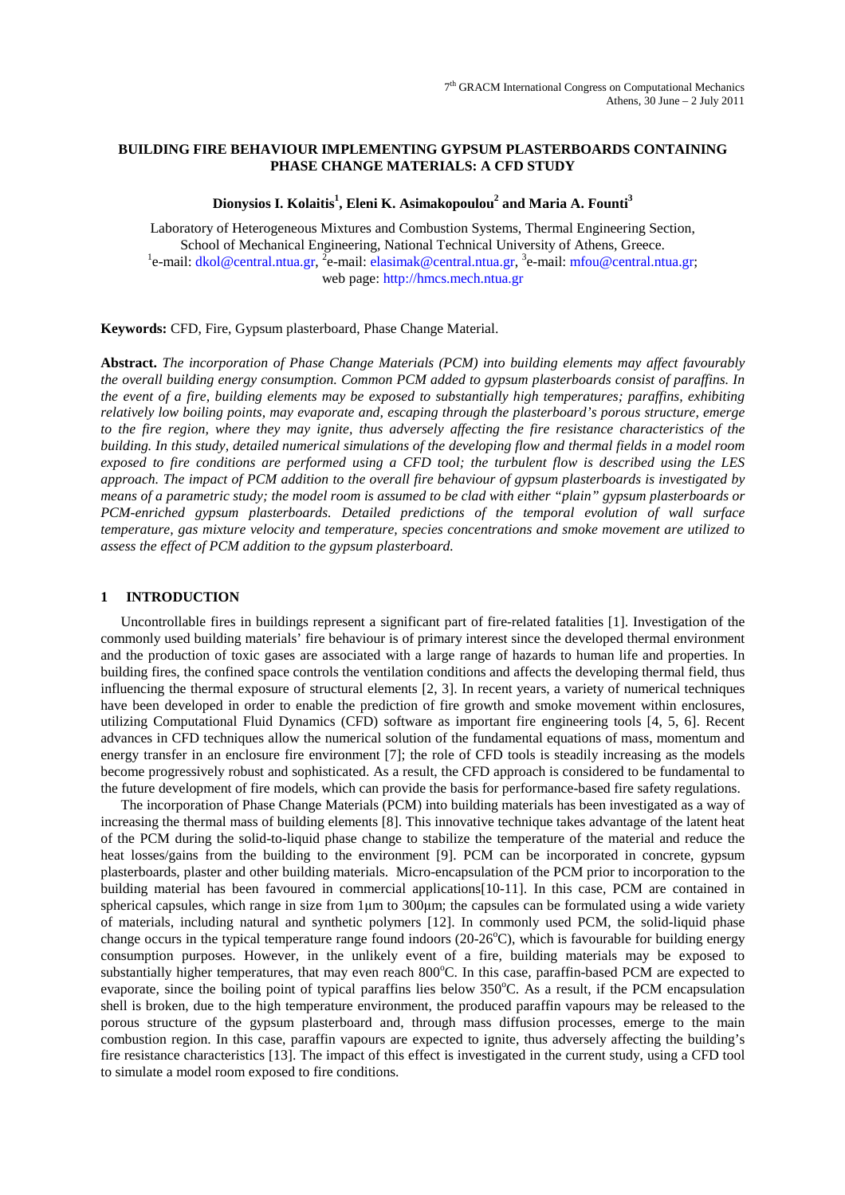# BUILDING FIRE BEHAVIOUR IMPLEMENTING GYPSUM PLASTERBOARDS CONTAINING PHASE CHANGE MATERIALS: A CFD STUDY

**Dionysios I. Kolaitis[1], Eleni K. Asimakopoulou[2] and Maria A. Founti[3]**

Laboratory of Heterogeneous Mixtures and Combustion Systems, Thermal Engineering Section,
School of Mechanical Engineering, National Technical University of Athens, Greece.
[1]e-mail: dkol@central.ntua.gr, [2]e-mail: elasimak@central.ntua.gr, [3]e-mail: mfou@central.ntua.gr;
web page: http://hmcs.mech.ntua.gr

**Keywords:** CFD, Fire, Gypsum plasterboard, Phase Change Material.

**Abstract.** *The incorporation of Phase Change Materials (PCM) into building elements may affect favourably the overall building energy consumption. Common PCM added to gypsum plasterboards consist of paraffins. In the event of a fire, building elements may be exposed to substantially high temperatures; paraffins, exhibiting relatively low boiling points, may evaporate and, escaping through the plasterboard's porous structure, emerge to the fire region, where they may ignite, thus adversely affecting the fire resistance characteristics of the building. In this study, detailed numerical simulations of the developing flow and thermal fields in a model room exposed to fire conditions are performed using a CFD tool; the turbulent flow is described using the LES approach. The impact of PCM addition to the overall fire behaviour of gypsum plasterboards is investigated by means of a parametric study; the model room is assumed to be clad with either "plain" gypsum plasterboards or PCM-enriched gypsum plasterboards. Detailed predictions of the temporal evolution of wall surface temperature, gas mixture velocity and temperature, species concentrations and smoke movement are utilized to assess the effect of PCM addition to the gypsum plasterboard.*

## 1 INTRODUCTION

Uncontrollable fires in buildings represent a significant part of fire-related fatalities [1]. Investigation of the commonly used building materials' fire behaviour is of primary interest since the developed thermal environment and the production of toxic gases are associated with a large range of hazards to human life and properties. In building fires, the confined space controls the ventilation conditions and affects the developing thermal field, thus influencing the thermal exposure of structural elements [2, 3]. In recent years, a variety of numerical techniques have been developed in order to enable the prediction of fire growth and smoke movement within enclosures, utilizing Computational Fluid Dynamics (CFD) software as important fire engineering tools [4, 5, 6]. Recent advances in CFD techniques allow the numerical solution of the fundamental equations of mass, momentum and energy transfer in an enclosure fire environment [7]; the role of CFD tools is steadily increasing as the models become progressively robust and sophisticated. As a result, the CFD approach is considered to be fundamental to the future development of fire models, which can provide the basis for performance-based fire safety regulations.

The incorporation of Phase Change Materials (PCM) into building materials has been investigated as a way of increasing the thermal mass of building elements [8]. This innovative technique takes advantage of the latent heat of the PCM during the solid-to-liquid phase change to stabilize the temperature of the material and reduce the heat losses/gains from the building to the environment [9]. PCM can be incorporated in concrete, gypsum plasterboards, plaster and other building materials. Micro-encapsulation of the PCM prior to incorporation to the building material has been favoured in commercial applications[10-11]. In this case, PCM are contained in spherical capsules, which range in size from 1μm to 300μm; the capsules can be formulated using a wide variety of materials, including natural and synthetic polymers [12]. In commonly used PCM, the solid-liquid phase change occurs in the typical temperature range found indoors (20-26$^o$C), which is favourable for building energy consumption purposes. However, in the unlikely event of a fire, building materials may be exposed to substantially higher temperatures, that may even reach 800$^o$C. In this case, paraffin-based PCM are expected to evaporate, since the boiling point of typical paraffins lies below 350$^o$C. As a result, if the PCM encapsulation shell is broken, due to the high temperature environment, the produced paraffin vapours may be released to the porous structure of the gypsum plasterboard and, through mass diffusion processes, emerge to the main combustion region. In this case, paraffin vapours are expected to ignite, thus adversely affecting the building's fire resistance characteristics [13]. The impact of this effect is investigated in the current study, using a CFD tool to simulate a model room exposed to fire conditions.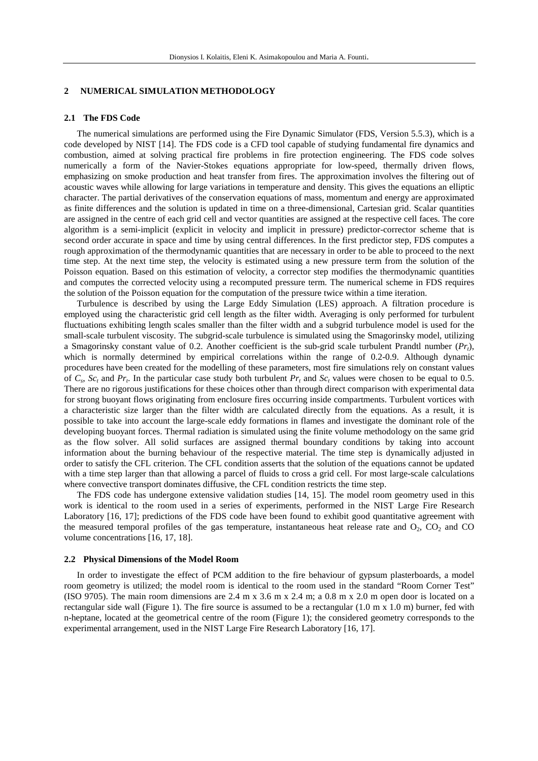## 2 NUMERICAL SIMULATION METHODOLOGY

### 2.1 The FDS Code

The numerical simulations are performed using the Fire Dynamic Simulator (FDS, Version 5.5.3), which is a code developed by NIST [14]. The FDS code is a CFD tool capable of studying fundamental fire dynamics and combustion, aimed at solving practical fire problems in fire protection engineering. The FDS code solves numerically a form of the Navier-Stokes equations appropriate for low-speed, thermally driven flows, emphasizing on smoke production and heat transfer from fires. The approximation involves the filtering out of acoustic waves while allowing for large variations in temperature and density. This gives the equations an elliptic character. The partial derivatives of the conservation equations of mass, momentum and energy are approximated as finite differences and the solution is updated in time on a three-dimensional, Cartesian grid. Scalar quantities are assigned in the centre of each grid cell and vector quantities are assigned at the respective cell faces. The core algorithm is a semi-implicit (explicit in velocity and implicit in pressure) predictor-corrector scheme that is second order accurate in space and time by using central differences. In the first predictor step, FDS computes a rough approximation of the thermodynamic quantities that are necessary in order to be able to proceed to the next time step. At the next time step, the velocity is estimated using a new pressure term from the solution of the Poisson equation. Based on this estimation of velocity, a corrector step modifies the thermodynamic quantities and computes the corrected velocity using a recomputed pressure term. The numerical scheme in FDS requires the solution of the Poisson equation for the computation of the pressure twice within a time iteration.

Turbulence is described by using the Large Eddy Simulation (LES) approach. A filtration procedure is employed using the characteristic grid cell length as the filter width. Averaging is only performed for turbulent fluctuations exhibiting length scales smaller than the filter width and a subgrid turbulence model is used for the small-scale turbulent viscosity. The subgrid-scale turbulence is simulated using the Smagorinsky model, utilizing a Smagorinsky constant value of 0.2. Another coefficient is the sub-grid scale turbulent Prandtl number ($Pr_t$), which is normally determined by empirical correlations within the range of 0.2-0.9. Although dynamic procedures have been created for the modelling of these parameters, most fire simulations rely on constant values of $C_s$, $Sc_t$ and $Pr_t$. In the particular case study both turbulent $Pr_t$ and $Sc_t$ values were chosen to be equal to 0.5. There are no rigorous justifications for these choices other than through direct comparison with experimental data for strong buoyant flows originating from enclosure fires occurring inside compartments. Turbulent vortices with a characteristic size larger than the filter width are calculated directly from the equations. As a result, it is possible to take into account the large-scale eddy formations in flames and investigate the dominant role of the developing buoyant forces. Thermal radiation is simulated using the finite volume methodology on the same grid as the flow solver. All solid surfaces are assigned thermal boundary conditions by taking into account information about the burning behaviour of the respective material. The time step is dynamically adjusted in order to satisfy the CFL criterion. The CFL condition asserts that the solution of the equations cannot be updated with a time step larger than that allowing a parcel of fluids to cross a grid cell. For most large-scale calculations where convective transport dominates diffusive, the CFL condition restricts the time step.

The FDS code has undergone extensive validation studies [14, 15]. The model room geometry used in this work is identical to the room used in a series of experiments, performed in the NIST Large Fire Research Laboratory [16, 17]; predictions of the FDS code have been found to exhibit good quantitative agreement with the measured temporal profiles of the gas temperature, instantaneous heat release rate and $O_2$, $CO_2$ and CO volume concentrations [16, 17, 18].

### 2.2 Physical Dimensions of the Model Room

In order to investigate the effect of PCM addition to the fire behaviour of gypsum plasterboards, a model room geometry is utilized; the model room is identical to the room used in the standard "Room Corner Test" (ISO 9705). The main room dimensions are 2.4 m x 3.6 m x 2.4 m; a 0.8 m x 2.0 m open door is located on a rectangular side wall (Figure 1). The fire source is assumed to be a rectangular (1.0 m x 1.0 m) burner, fed with n-heptane, located at the geometrical centre of the room (Figure 1); the considered geometry corresponds to the experimental arrangement, used in the NIST Large Fire Research Laboratory [16, 17].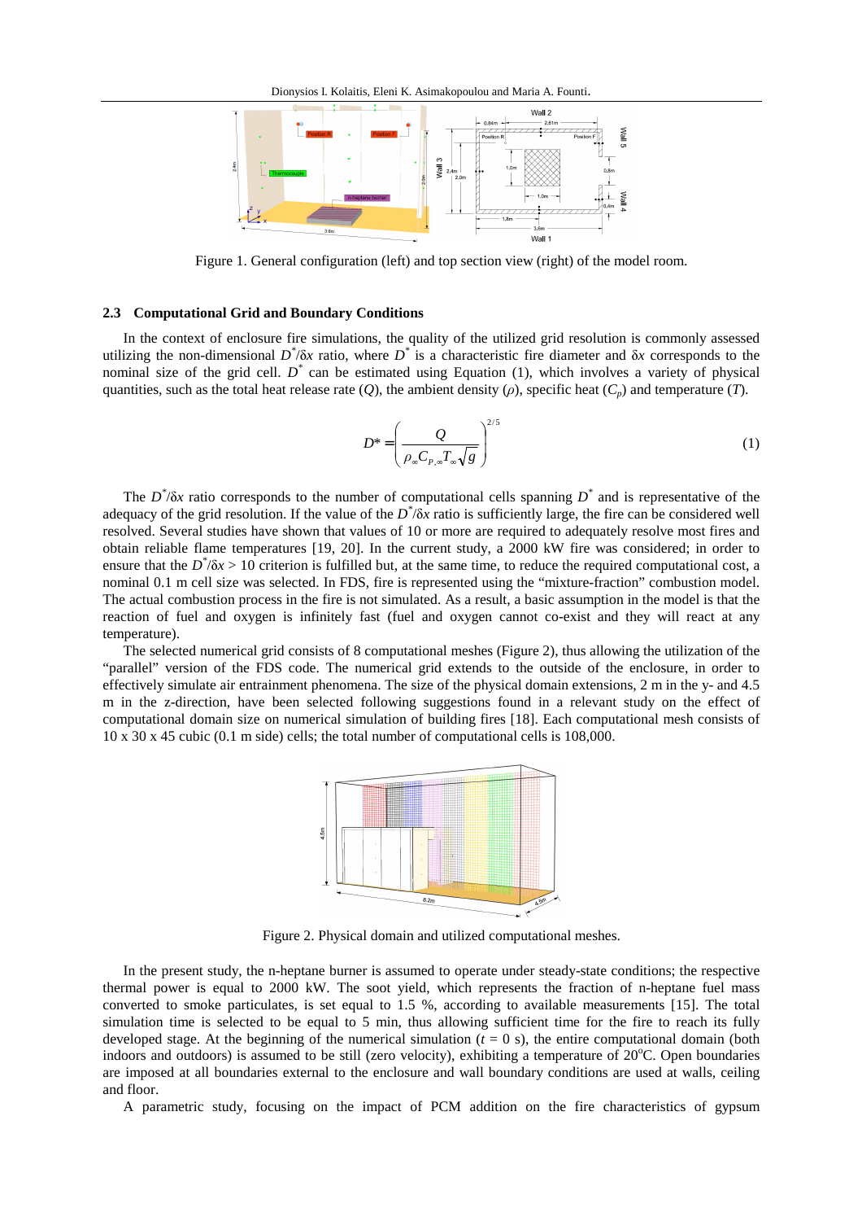Figure 1. General configuration (left) and top section view (right) of the model room.

### 2.3 Computational Grid and Boundary Conditions

In the context of enclosure fire simulations, the quality of the utilized grid resolution is commonly assessed utilizing the non-dimensional $D^*/\delta x$ ratio, where $D^*$ is a characteristic fire diameter and $\delta x$ corresponds to the nominal size of the grid cell. $D^*$ can be estimated using Equation (1), which involves a variety of physical quantities, such as the total heat release rate ($Q$), the ambient density ($\rho$), specific heat ($C_p$) and temperature ($T$).

$$D^* = \left( \frac{Q}{\rho_\infty C_{P,\infty} T_\infty \sqrt{g}} \right)^{2/5} \tag{1}$$

The $D^*/\delta x$ ratio corresponds to the number of computational cells spanning $D^*$ and is representative of the adequacy of the grid resolution. If the value of the $D^*/\delta x$ ratio is sufficiently large, the fire can be considered well resolved. Several studies have shown that values of 10 or more are required to adequately resolve most fires and obtain reliable flame temperatures [19, 20]. In the current study, a 2000 kW fire was considered; in order to ensure that the $D^*/\delta x > 10$ criterion is fulfilled but, at the same time, to reduce the required computational cost, a nominal 0.1 m cell size was selected. In FDS, fire is represented using the "mixture-fraction" combustion model. The actual combustion process in the fire is not simulated. As a result, a basic assumption in the model is that the reaction of fuel and oxygen is infinitely fast (fuel and oxygen cannot co-exist and they will react at any temperature).

The selected numerical grid consists of 8 computational meshes (Figure 2), thus allowing the utilization of the "parallel" version of the FDS code. The numerical grid extends to the outside of the enclosure, in order to effectively simulate air entrainment phenomena. The size of the physical domain extensions, 2 m in the y- and 4.5 m in the z-direction, have been selected following suggestions found in a relevant study on the effect of computational domain size on numerical simulation of building fires [18]. Each computational mesh consists of 10 x 30 x 45 cubic (0.1 m side) cells; the total number of computational cells is 108,000.

Figure 2. Physical domain and utilized computational meshes.

In the present study, the n-heptane burner is assumed to operate under steady-state conditions; the respective thermal power is equal to 2000 kW. The soot yield, which represents the fraction of n-heptane fuel mass converted to smoke particulates, is set equal to 1.5 %, according to available measurements [15]. The total simulation time is selected to be equal to 5 min, thus allowing sufficient time for the fire to reach its fully developed stage. At the beginning of the numerical simulation ($t = 0$ s), the entire computational domain (both indoors and outdoors) is assumed to be still (zero velocity), exhibiting a temperature of 20°C. Open boundaries are imposed at all boundaries external to the enclosure and wall boundary conditions are used at walls, ceiling and floor.

A parametric study, focusing on the impact of PCM addition on the fire characteristics of gypsum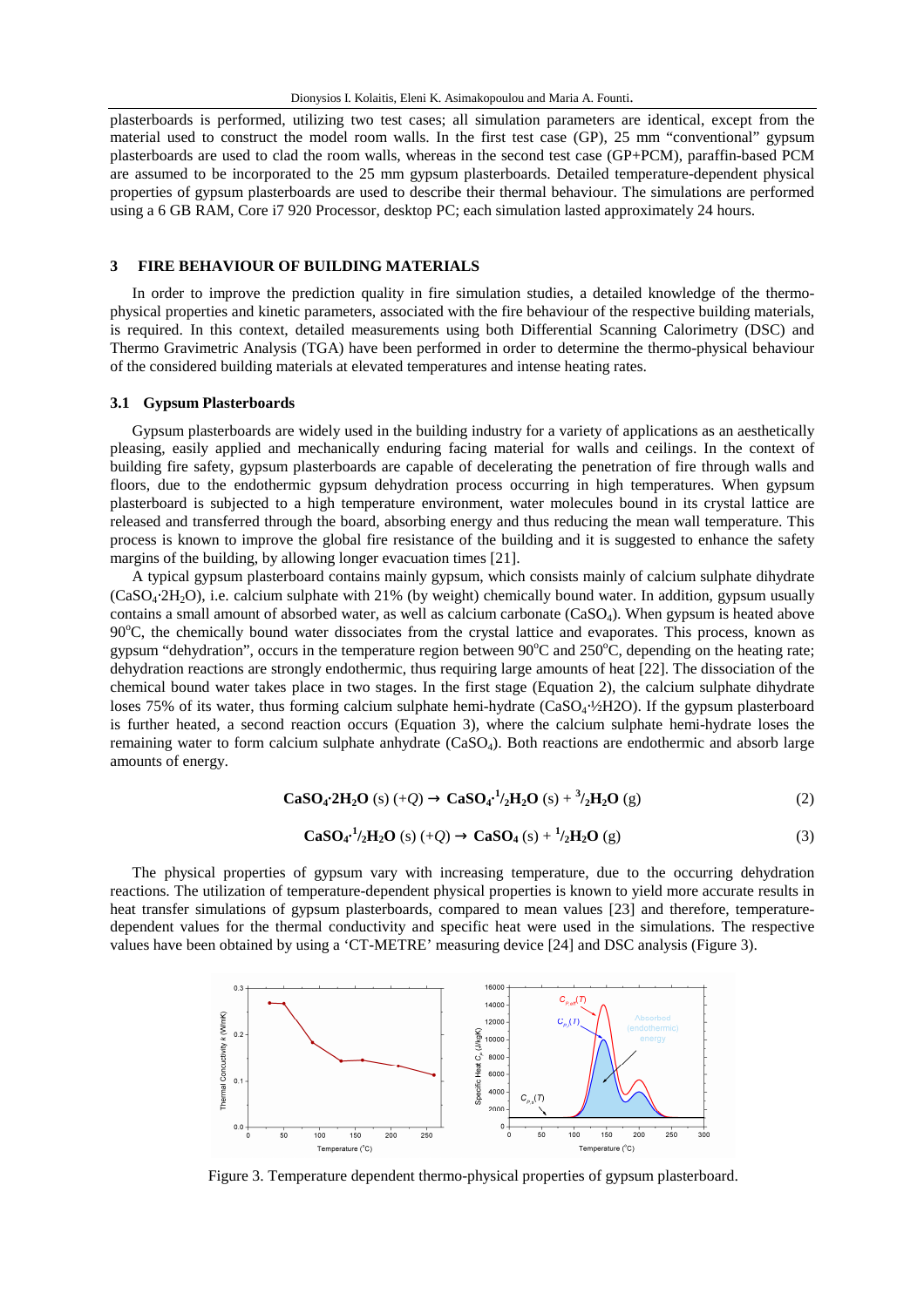plasterboards is performed, utilizing two test cases; all simulation parameters are identical, except from the material used to construct the model room walls. In the first test case (GP), 25 mm “conventional” gypsum plasterboards are used to clad the room walls, whereas in the second test case (GP+PCM), paraffin-based PCM are assumed to be incorporated to the 25 mm gypsum plasterboards. Detailed temperature-dependent physical properties of gypsum plasterboards are used to describe their thermal behaviour. The simulations are performed using a 6 GB RAM, Core i7 920 Processor, desktop PC; each simulation lasted approximately 24 hours.

## 3 FIRE BEHAVIOUR OF BUILDING MATERIALS

In order to improve the prediction quality in fire simulation studies, a detailed knowledge of the thermo-physical properties and kinetic parameters, associated with the fire behaviour of the respective building materials, is required. In this context, detailed measurements using both Differential Scanning Calorimetry (DSC) and Thermo Gravimetric Analysis (TGA) have been performed in order to determine the thermo-physical behaviour of the considered building materials at elevated temperatures and intense heating rates.

### 3.1 Gypsum Plasterboards

Gypsum plasterboards are widely used in the building industry for a variety of applications as an aesthetically pleasing, easily applied and mechanically enduring facing material for walls and ceilings. In the context of building fire safety, gypsum plasterboards are capable of decelerating the penetration of fire through walls and floors, due to the endothermic gypsum dehydration process occurring in high temperatures. When gypsum plasterboard is subjected to a high temperature environment, water molecules bound in its crystal lattice are released and transferred through the board, absorbing energy and thus reducing the mean wall temperature. This process is known to improve the global fire resistance of the building and it is suggested to enhance the safety margins of the building, by allowing longer evacuation times [21].

A typical gypsum plasterboard contains mainly gypsum, which consists mainly of calcium sulphate dihydrate ($CaSO_4{\cdot}2H_2O$), i.e. calcium sulphate with 21% (by weight) chemically bound water. In addition, gypsum usually contains a small amount of absorbed water, as well as calcium carbonate ($CaSO_4$). When gypsum is heated above 90°C, the chemically bound water dissociates from the crystal lattice and evaporates. This process, known as gypsum “dehydration”, occurs in the temperature region between 90°C and 250°C, depending on the heating rate; dehydration reactions are strongly endothermic, thus requiring large amounts of heat [22]. The dissociation of the chemical bound water takes place in two stages. In the first stage (Equation 2), the calcium sulphate dihydrate loses 75% of its water, thus forming calcium sulphate hemi-hydrate ($CaSO_4{\cdot}½H2O$). If the gypsum plasterboard is further heated, a second reaction occurs (Equation 3), where the calcium sulphate hemi-hydrate loses the remaining water to form calcium sulphate anhydrate ($CaSO_4$). Both reactions are endothermic and absorb large amounts of energy.

$$\mathbf{CaSO_4{\cdot}2H_2O}\ (s)\ (+Q) \rightarrow \mathbf{CaSO_4{\cdot}{}^{1}/_{2}H_2O}\ (s) + \mathbf{{}^{3}/_{2}H_2O}\ (g) \tag{2}$$

$$\mathbf{CaSO_4{\cdot}{}^{1}/_{2}H_2O}\ (s)\ (+Q) \rightarrow \mathbf{CaSO_4}\ (s) + \mathbf{{}^{1}/_{2}H_2O}\ (g) \tag{3}$$

The physical properties of gypsum vary with increasing temperature, due to the occurring dehydration reactions. The utilization of temperature-dependent physical properties is known to yield more accurate results in heat transfer simulations of gypsum plasterboards, compared to mean values [23] and therefore, temperature-dependent values for the thermal conductivity and specific heat were used in the simulations. The respective values have been obtained by using a ‘CT-METRE’ measuring device [24] and DSC analysis (Figure 3).

Figure 3. Temperature dependent thermo-physical properties of gypsum plasterboard.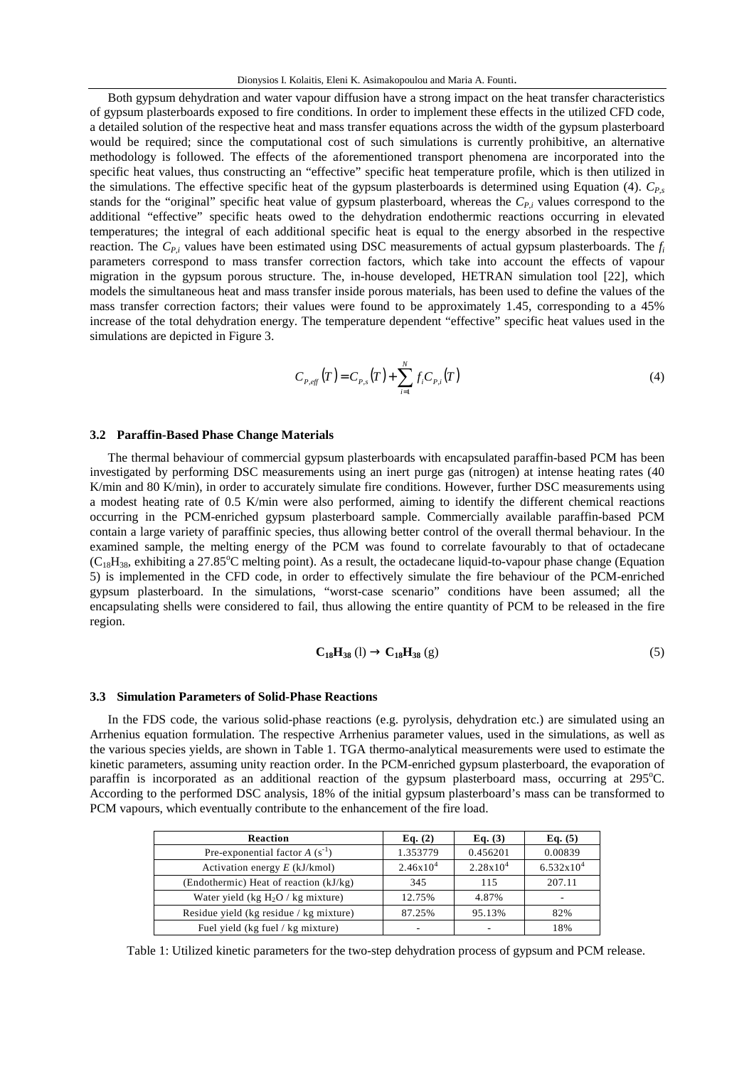Both gypsum dehydration and water vapour diffusion have a strong impact on the heat transfer characteristics of gypsum plasterboards exposed to fire conditions. In order to implement these effects in the utilized CFD code, a detailed solution of the respective heat and mass transfer equations across the width of the gypsum plasterboard would be required; since the computational cost of such simulations is currently prohibitive, an alternative methodology is followed. The effects of the aforementioned transport phenomena are incorporated into the specific heat values, thus constructing an "effective" specific heat temperature profile, which is then utilized in the simulations. The effective specific heat of the gypsum plasterboards is determined using Equation (4). $C_{P,s}$ stands for the "original" specific heat value of gypsum plasterboard, whereas the $C_{P,i}$ values correspond to the additional "effective" specific heats owed to the dehydration endothermic reactions occurring in elevated temperatures; the integral of each additional specific heat is equal to the energy absorbed in the respective reaction. The $C_{P,i}$ values have been estimated using DSC measurements of actual gypsum plasterboards. The $f_i$ parameters correspond to mass transfer correction factors, which take into account the effects of vapour migration in the gypsum porous structure. The, in-house developed, HETRAN simulation tool [22], which models the simultaneous heat and mass transfer inside porous materials, has been used to define the values of the mass transfer correction factors; their values were found to be approximately 1.45, corresponding to a 45% increase of the total dehydration energy. The temperature dependent "effective" specific heat values used in the simulations are depicted in Figure 3.

$$C_{P,eff}(T) = C_{P,s}(T) + \sum_{i=1}^{N} f_i C_{P,i}(T) \tag{4}$$

### 3.2 Paraffin-Based Phase Change Materials

The thermal behaviour of commercial gypsum plasterboards with encapsulated paraffin-based PCM has been investigated by performing DSC measurements using an inert purge gas (nitrogen) at intense heating rates (40 K/min and 80 K/min), in order to accurately simulate fire conditions. However, further DSC measurements using a modest heating rate of 0.5 K/min were also performed, aiming to identify the different chemical reactions occurring in the PCM-enriched gypsum plasterboard sample. Commercially available paraffin-based PCM contain a large variety of paraffinic species, thus allowing better control of the overall thermal behaviour. In the examined sample, the melting energy of the PCM was found to correlate favourably to that of octadecane ($C_{18}H_{38}$, exhibiting a 27.85$^{o}$C melting point). As a result, the octadecane liquid-to-vapour phase change (Equation 5) is implemented in the CFD code, in order to effectively simulate the fire behaviour of the PCM-enriched gypsum plasterboard. In the simulations, "worst-case scenario" conditions have been assumed; all the encapsulating shells were considered to fail, thus allowing the entire quantity of PCM to be released in the fire region.

$$\mathbf{C_{18}H_{38}}\,(\mathrm{l}) \rightarrow \mathbf{C_{18}H_{38}}\,(\mathrm{g}) \tag{5}$$

### 3.3 Simulation Parameters of Solid-Phase Reactions

In the FDS code, the various solid-phase reactions (e.g. pyrolysis, dehydration etc.) are simulated using an Arrhenius equation formulation. The respective Arrhenius parameter values, used in the simulations, as well as the various species yields, are shown in Table 1. TGA thermo-analytical measurements were used to estimate the kinetic parameters, assuming unity reaction order. In the PCM-enriched gypsum plasterboard, the evaporation of paraffin is incorporated as an additional reaction of the gypsum plasterboard mass, occurring at 295$^{o}$C. According to the performed DSC analysis, 18% of the initial gypsum plasterboard's mass can be transformed to PCM vapours, which eventually contribute to the enhancement of the fire load.

| Reaction | Eq. (2) | Eq. (3) | Eq. (5) |
|---|---|---|---|
| Pre-exponential factor $A$ ($s^{-1}$) | 1.353779 | 0.456201 | 0.00839 |
| Activation energy $E$ (kJ/kmol) | $2.46x10^4$ | $2.28x10^4$ | $6.532x10^4$ |
| (Endothermic) Heat of reaction (kJ/kg) | 345 | 115 | 207.11 |
| Water yield (kg $H_2O$ / kg mixture) | 12.75% | 4.87% | - |
| Residue yield (kg residue / kg mixture) | 87.25% | 95.13% | 82% |
| Fuel yield (kg fuel / kg mixture) | - | - | 18% |

Table 1: Utilized kinetic parameters for the two-step dehydration process of gypsum and PCM release.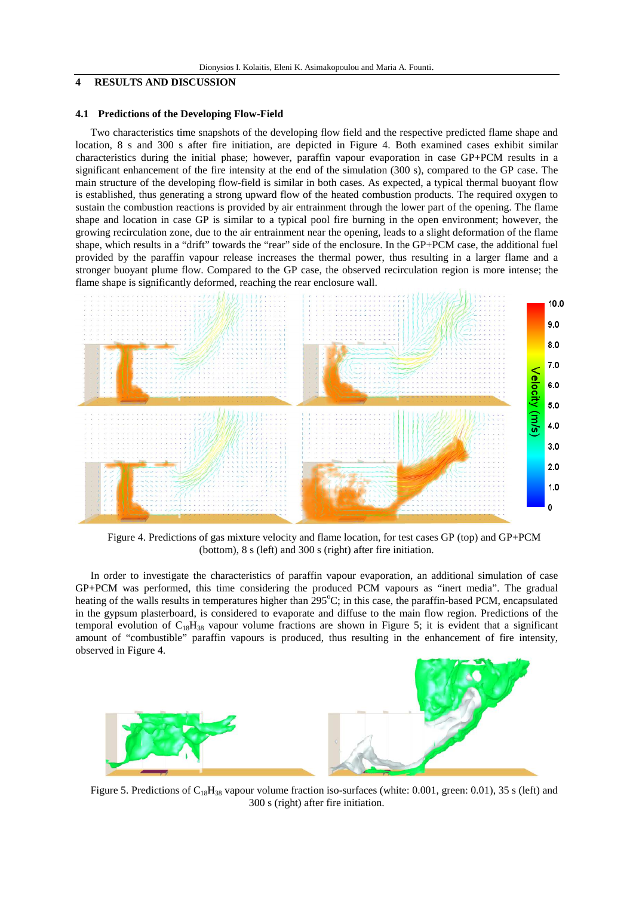## 4 RESULTS AND DISCUSSION

### 4.1 Predictions of the Developing Flow-Field

Two characteristics time snapshots of the developing flow field and the respective predicted flame shape and location, 8 s and 300 s after fire initiation, are depicted in Figure 4. Both examined cases exhibit similar characteristics during the initial phase; however, paraffin vapour evaporation in case GP+PCM results in a significant enhancement of the fire intensity at the end of the simulation (300 s), compared to the GP case. The main structure of the developing flow-field is similar in both cases. As expected, a typical thermal buoyant flow is established, thus generating a strong upward flow of the heated combustion products. The required oxygen to sustain the combustion reactions is provided by air entrainment through the lower part of the opening. The flame shape and location in case GP is similar to a typical pool fire burning in the open environment; however, the growing recirculation zone, due to the air entrainment near the opening, leads to a slight deformation of the flame shape, which results in a "drift" towards the "rear" side of the enclosure. In the GP+PCM case, the additional fuel provided by the paraffin vapour release increases the thermal power, thus resulting in a larger flame and a stronger buoyant plume flow. Compared to the GP case, the observed recirculation region is more intense; the flame shape is significantly deformed, reaching the rear enclosure wall.

Figure 4. Predictions of gas mixture velocity and flame location, for test cases GP (top) and GP+PCM (bottom), 8 s (left) and 300 s (right) after fire initiation.

In order to investigate the characteristics of paraffin vapour evaporation, an additional simulation of case GP+PCM was performed, this time considering the produced PCM vapours as "inert media". The gradual heating of the walls results in temperatures higher than 295$^{o}$C; in this case, the paraffin-based PCM, encapsulated in the gypsum plasterboard, is considered to evaporate and diffuse to the main flow region. Predictions of the temporal evolution of $C_{18}H_{38}$ vapour volume fractions are shown in Figure 5; it is evident that a significant amount of "combustible" paraffin vapours is produced, thus resulting in the enhancement of fire intensity, observed in Figure 4.

Figure 5. Predictions of $C_{18}H_{38}$ vapour volume fraction iso-surfaces (white: 0.001, green: 0.01), 35 s (left) and 300 s (right) after fire initiation.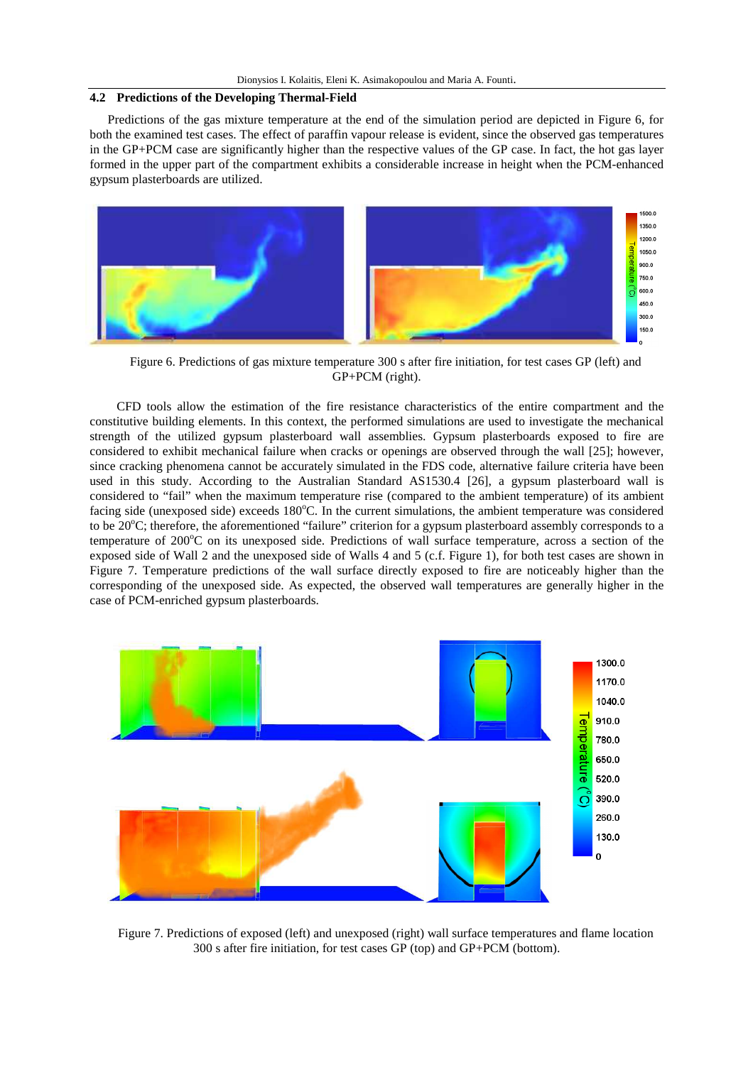### 4.2 Predictions of the Developing Thermal-Field

Predictions of the gas mixture temperature at the end of the simulation period are depicted in Figure 6, for both the examined test cases. The effect of paraffin vapour release is evident, since the observed gas temperatures in the GP+PCM case are significantly higher than the respective values of the GP case. In fact, the hot gas layer formed in the upper part of the compartment exhibits a considerable increase in height when the PCM-enhanced gypsum plasterboards are utilized.

Figure 6. Predictions of gas mixture temperature 300 s after fire initiation, for test cases GP (left) and GP+PCM (right).

CFD tools allow the estimation of the fire resistance characteristics of the entire compartment and the constitutive building elements. In this context, the performed simulations are used to investigate the mechanical strength of the utilized gypsum plasterboard wall assemblies. Gypsum plasterboards exposed to fire are considered to exhibit mechanical failure when cracks or openings are observed through the wall [25]; however, since cracking phenomena cannot be accurately simulated in the FDS code, alternative failure criteria have been used in this study. According to the Australian Standard AS1530.4 [26], a gypsum plasterboard wall is considered to "fail" when the maximum temperature rise (compared to the ambient temperature) of its ambient facing side (unexposed side) exceeds 180°C. In the current simulations, the ambient temperature was considered to be 20°C; therefore, the aforementioned "failure" criterion for a gypsum plasterboard assembly corresponds to a temperature of 200°C on its unexposed side. Predictions of wall surface temperature, across a section of the exposed side of Wall 2 and the unexposed side of Walls 4 and 5 (c.f. Figure 1), for both test cases are shown in Figure 7. Temperature predictions of the wall surface directly exposed to fire are noticeably higher than the corresponding of the unexposed side. As expected, the observed wall temperatures are generally higher in the case of PCM-enriched gypsum plasterboards.

Figure 7. Predictions of exposed (left) and unexposed (right) wall surface temperatures and flame location 300 s after fire initiation, for test cases GP (top) and GP+PCM (bottom).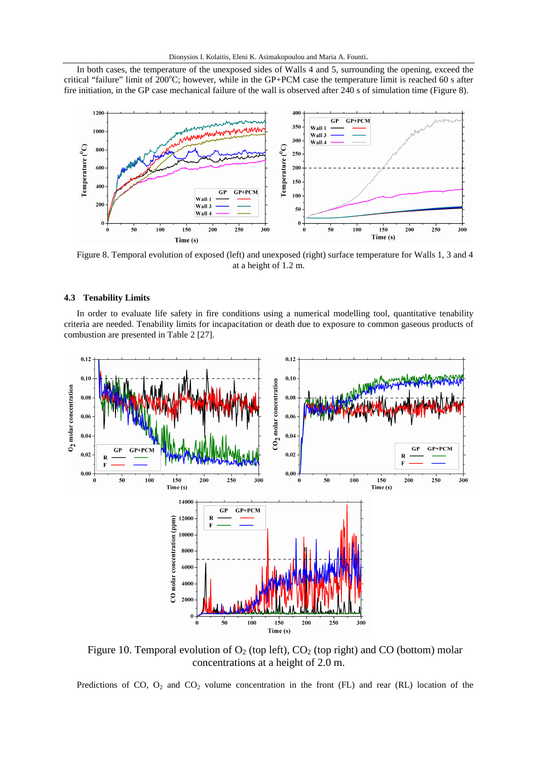In both cases, the temperature of the unexposed sides of Walls 4 and 5, surrounding the opening, exceed the critical "failure" limit of 200°C; however, while in the GP+PCM case the temperature limit is reached 60 s after fire initiation, in the GP case mechanical failure of the wall is observed after 240 s of simulation time (Figure 8).

Figure 8. Temporal evolution of exposed (left) and unexposed (right) surface temperature for Walls 1, 3 and 4 at a height of 1.2 m.

### 4.3 Tenability Limits

In order to evaluate life safety in fire conditions using a numerical modelling tool, quantitative tenability criteria are needed. Tenability limits for incapacitation or death due to exposure to common gaseous products of combustion are presented in Table 2 [27].

Figure 10. Temporal evolution of $O_2$ (top left), $CO_2$ (top right) and CO (bottom) molar concentrations at a height of 2.0 m.

Predictions of CO, $O_2$ and $CO_2$ volume concentration in the front (FL) and rear (RL) location of the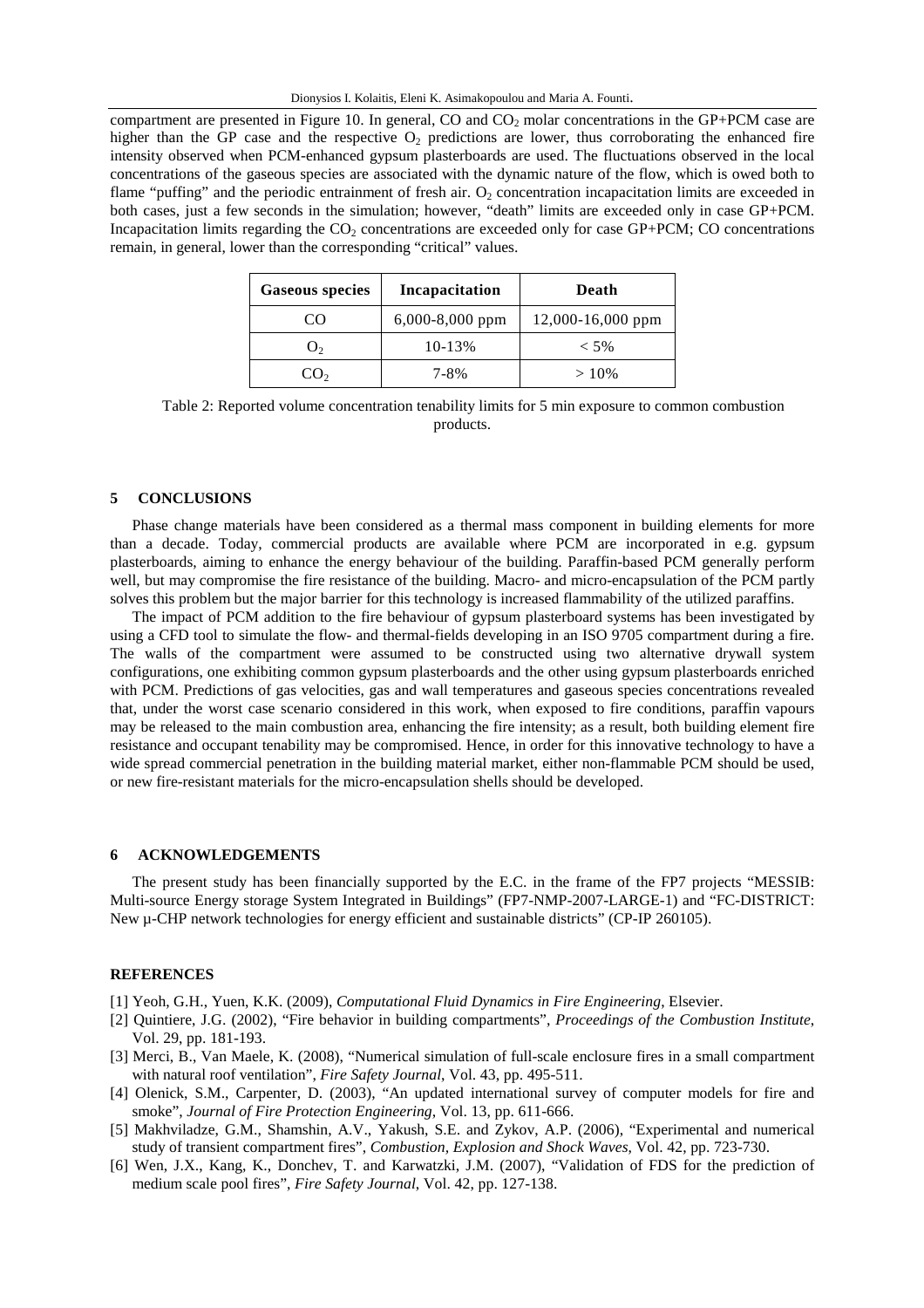compartment are presented in Figure 10. In general, CO and $CO_2$ molar concentrations in the GP+PCM case are higher than the GP case and the respective $O_2$ predictions are lower, thus corroborating the enhanced fire intensity observed when PCM-enhanced gypsum plasterboards are used. The fluctuations observed in the local concentrations of the gaseous species are associated with the dynamic nature of the flow, which is owed both to flame "puffing" and the periodic entrainment of fresh air. $O_2$ concentration incapacitation limits are exceeded in both cases, just a few seconds in the simulation; however, "death" limits are exceeded only in case GP+PCM. Incapacitation limits regarding the $CO_2$ concentrations are exceeded only for case GP+PCM; CO concentrations remain, in general, lower than the corresponding "critical" values.

| Gaseous species | Incapacitation | Death |
|---|---|---|
| CO | 6,000-8,000 ppm | 12,000-16,000 ppm |
| $O_2$ | 10-13% | < 5% |
| $CO_2$ | 7-8% | > 10% |

Table 2: Reported volume concentration tenability limits for 5 min exposure to common combustion products.

## 5 CONCLUSIONS

Phase change materials have been considered as a thermal mass component in building elements for more than a decade. Today, commercial products are available where PCM are incorporated in e.g. gypsum plasterboards, aiming to enhance the energy behaviour of the building. Paraffin-based PCM generally perform well, but may compromise the fire resistance of the building. Macro- and micro-encapsulation of the PCM partly solves this problem but the major barrier for this technology is increased flammability of the utilized paraffins.

The impact of PCM addition to the fire behaviour of gypsum plasterboard systems has been investigated by using a CFD tool to simulate the flow- and thermal-fields developing in an ISO 9705 compartment during a fire. The walls of the compartment were assumed to be constructed using two alternative drywall system configurations, one exhibiting common gypsum plasterboards and the other using gypsum plasterboards enriched with PCM. Predictions of gas velocities, gas and wall temperatures and gaseous species concentrations revealed that, under the worst case scenario considered in this work, when exposed to fire conditions, paraffin vapours may be released to the main combustion area, enhancing the fire intensity; as a result, both building element fire resistance and occupant tenability may be compromised. Hence, in order for this innovative technology to have a wide spread commercial penetration in the building material market, either non-flammable PCM should be used, or new fire-resistant materials for the micro-encapsulation shells should be developed.

## 6 ACKNOWLEDGEMENTS

The present study has been financially supported by the E.C. in the frame of the FP7 projects "MESSIB: Multi-source Energy storage System Integrated in Buildings" (FP7-NMP-2007-LARGE-1) and "FC-DISTRICT: New μ-CHP network technologies for energy efficient and sustainable districts" (CP-IP 260105).

## REFERENCES

[1] Yeoh, G.H., Yuen, K.K. (2009), *Computational Fluid Dynamics in Fire Engineering*, Elsevier.

[2] Quintiere, J.G. (2002), "Fire behavior in building compartments", *Proceedings of the Combustion Institute*, Vol. 29, pp. 181-193.

[3] Merci, B., Van Maele, K. (2008), "Numerical simulation of full-scale enclosure fires in a small compartment with natural roof ventilation", *Fire Safety Journal*, Vol. 43, pp. 495-511.

[4] Olenick, S.M., Carpenter, D. (2003), "An updated international survey of computer models for fire and smoke", *Journal of Fire Protection Engineering*, Vol. 13, pp. 611-666.

[5] Makhviladze, G.M., Shamshin, A.V., Yakush, S.E. and Zykov, A.P. (2006), "Experimental and numerical study of transient compartment fires", *Combustion, Explosion and Shock Waves*, Vol. 42, pp. 723-730.

[6] Wen, J.X., Kang, K., Donchev, T. and Karwatzki, J.M. (2007), "Validation of FDS for the prediction of medium scale pool fires", *Fire Safety Journal*, Vol. 42, pp. 127-138.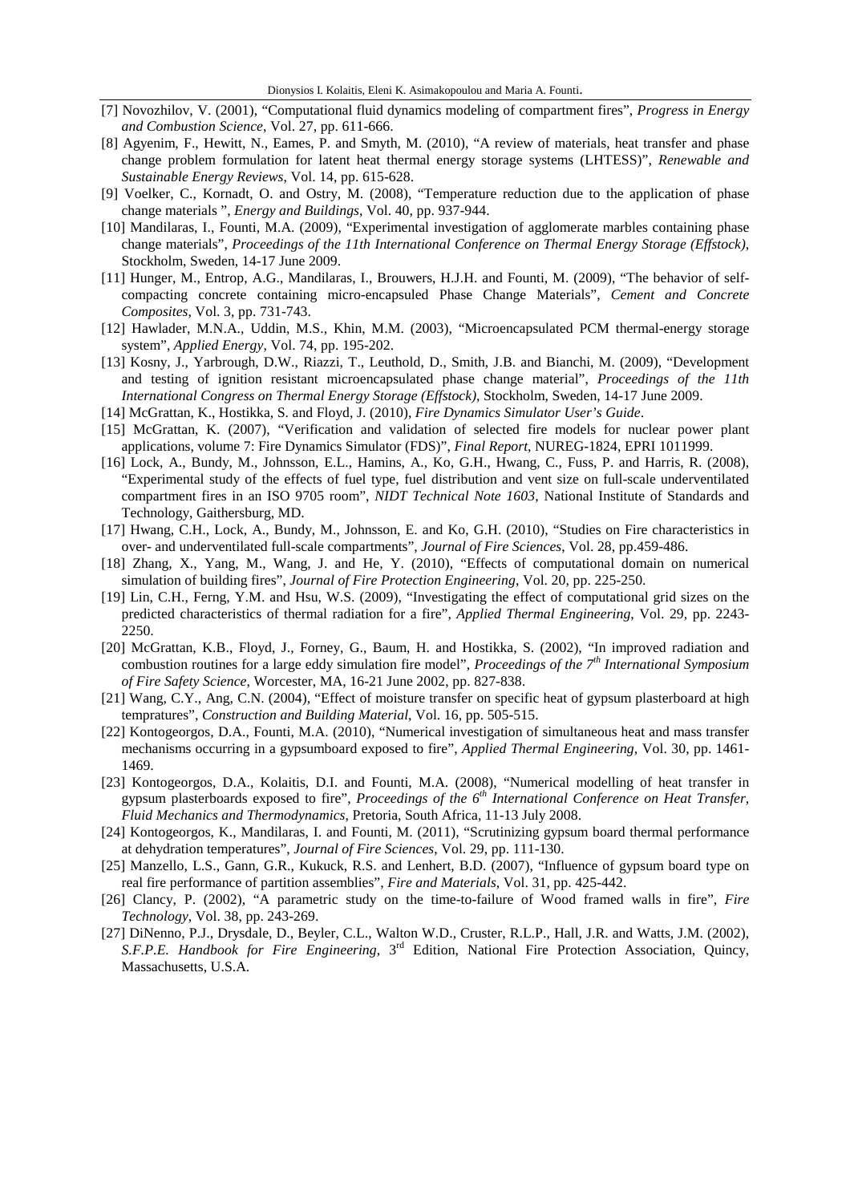[7] Novozhilov, V. (2001), "Computational fluid dynamics modeling of compartment fires", *Progress in Energy and Combustion Science*, Vol. 27, pp. 611-666.

[8] Agyenim, F., Hewitt, N., Eames, P. and Smyth, M. (2010), "A review of materials, heat transfer and phase change problem formulation for latent heat thermal energy storage systems (LHTESS)", *Renewable and Sustainable Energy Reviews*, Vol. 14, pp. 615-628.

[9] Voelker, C., Kornadt, O. and Ostry, M. (2008), "Temperature reduction due to the application of phase change materials ", *Energy and Buildings*, Vol. 40, pp. 937-944.

[10] Mandilaras, I., Founti, M.A. (2009), "Experimental investigation of agglomerate marbles containing phase change materials", *Proceedings of the 11th International Conference on Thermal Energy Storage (Effstock)*, Stockholm, Sweden, 14-17 June 2009.

[11] Hunger, M., Entrop, A.G., Mandilaras, I., Brouwers, H.J.H. and Founti, M. (2009), "The behavior of self-compacting concrete containing micro-encapsuled Phase Change Materials", *Cement and Concrete Composites*, Vol. 3, pp. 731-743.

[12] Hawlader, M.N.A., Uddin, M.S., Khin, M.M. (2003), "Microencapsulated PCM thermal-energy storage system", *Applied Energy*, Vol. 74, pp. 195-202.

[13] Kosny, J., Yarbrough, D.W., Riazzi, T., Leuthold, D., Smith, J.B. and Bianchi, M. (2009), "Development and testing of ignition resistant microencapsulated phase change material", *Proceedings of the 11th International Congress on Thermal Energy Storage (Effstock)*, Stockholm, Sweden, 14-17 June 2009.

[14] McGrattan, K., Hostikka, S. and Floyd, J. (2010), *Fire Dynamics Simulator User's Guide*.

[15] McGrattan, K. (2007), "Verification and validation of selected fire models for nuclear power plant applications, volume 7: Fire Dynamics Simulator (FDS)", *Final Report*, NUREG-1824, EPRI 1011999.

[16] Lock, A., Bundy, M., Johnsson, E.L., Hamins, A., Ko, G.H., Hwang, C., Fuss, P. and Harris, R. (2008), "Experimental study of the effects of fuel type, fuel distribution and vent size on full-scale underventilated compartment fires in an ISO 9705 room", *NIDT Technical Note 1603*, National Institute of Standards and Technology, Gaithersburg, MD.

[17] Hwang, C.H., Lock, A., Bundy, M., Johnsson, E. and Ko, G.H. (2010), "Studies on Fire characteristics in over- and underventilated full-scale compartments", *Journal of Fire Sciences*, Vol. 28, pp.459-486.

[18] Zhang, X., Yang, M., Wang, J. and He, Y. (2010), "Effects of computational domain on numerical simulation of building fires", *Journal of Fire Protection Engineering*, Vol. 20, pp. 225-250.

[19] Lin, C.H., Ferng, Y.M. and Hsu, W.S. (2009), "Investigating the effect of computational grid sizes on the predicted characteristics of thermal radiation for a fire", *Applied Thermal Engineering*, Vol. 29, pp. 2243-2250.

[20] McGrattan, K.B., Floyd, J., Forney, G., Baum, H. and Hostikka, S. (2002), "In improved radiation and combustion routines for a large eddy simulation fire model", *Proceedings of the 7th International Symposium of Fire Safety Science*, Worcester, MA, 16-21 June 2002, pp. 827-838.

[21] Wang, C.Y., Ang, C.N. (2004), "Effect of moisture transfer on specific heat of gypsum plasterboard at high tempratures", *Construction and Building Material*, Vol. 16, pp. 505-515.

[22] Kontogeorgos, D.A., Founti, M.A. (2010), "Numerical investigation of simultaneous heat and mass transfer mechanisms occurring in a gypsumboard exposed to fire", *Applied Thermal Engineering*, Vol. 30, pp. 1461-1469.

[23] Kontogeorgos, D.A., Kolaitis, D.I. and Founti, M.A. (2008), "Numerical modelling of heat transfer in gypsum plasterboards exposed to fire", *Proceedings of the 6th International Conference on Heat Transfer, Fluid Mechanics and Thermodynamics*, Pretoria, South Africa, 11-13 July 2008.

[24] Kontogeorgos, K., Mandilaras, I. and Founti, M. (2011), "Scrutinizing gypsum board thermal performance at dehydration temperatures", *Journal of Fire Sciences*, Vol. 29, pp. 111-130.

[25] Manzello, L.S., Gann, G.R., Kukuck, R.S. and Lenhert, B.D. (2007), "Influence of gypsum board type on real fire performance of partition assemblies", *Fire and Materials*, Vol. 31, pp. 425-442.

[26] Clancy, P. (2002), "A parametric study on the time-to-failure of Wood framed walls in fire", *Fire Technology*, Vol. 38, pp. 243-269.

[27] DiNenno, P.J., Drysdale, D., Beyler, C.L., Walton W.D., Cruster, R.L.P., Hall, J.R. and Watts, J.M. (2002), *S.F.P.E. Handbook for Fire Engineering*, 3rd Edition, National Fire Protection Association, Quincy, Massachusetts, U.S.A.